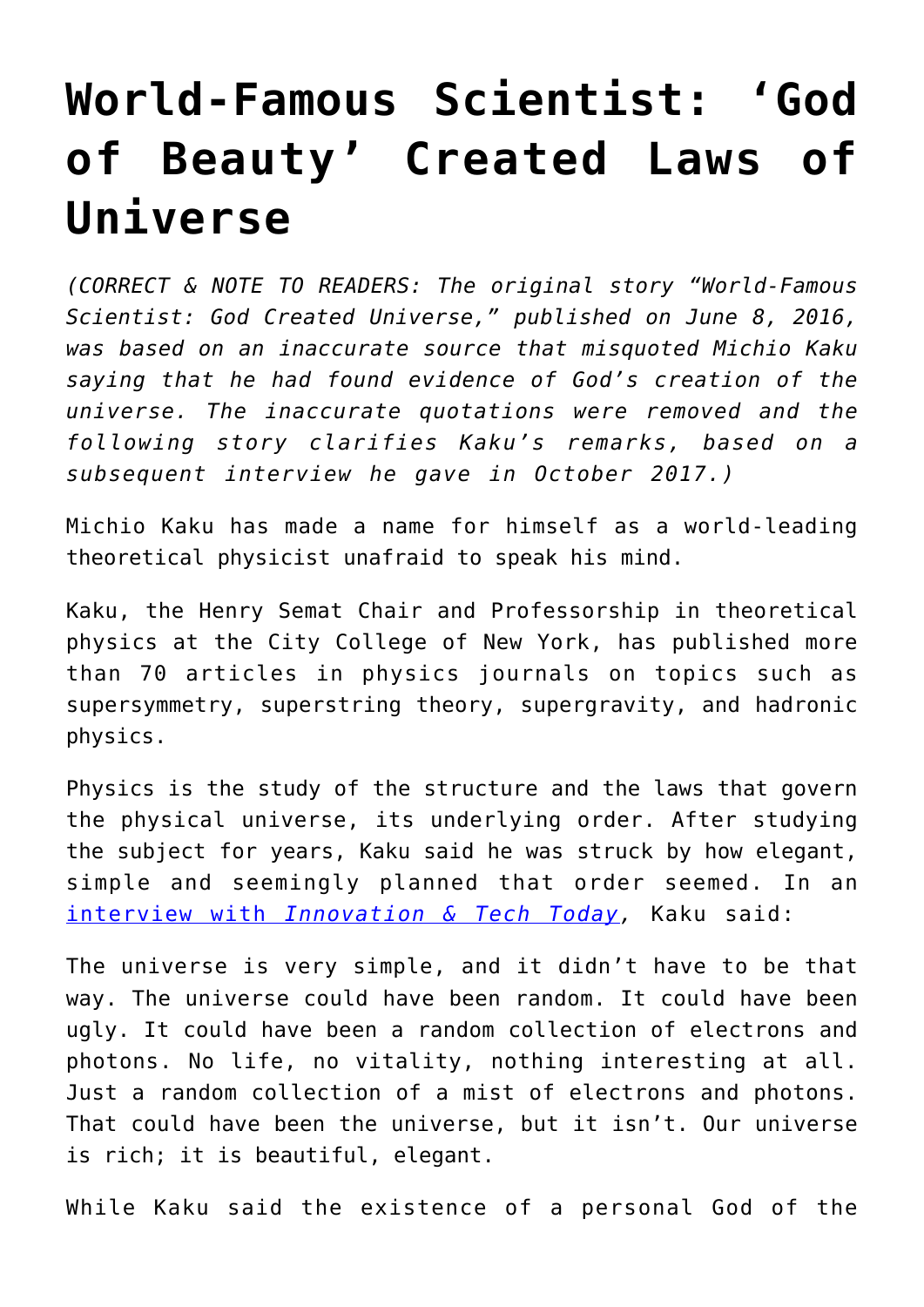# World-Famous Scientist: 'God of Beauty' Created Laws of Universe

*(CORRECT & NOTE TO READERS: The original story "World-Famous Scientist: God Created Universe," published on June 8, 2016, was based on an inaccurate source that misquoted Michio Kaku saying that he had found evidence of God's creation of the universe. The inaccurate quotations were removed and the following story clarifies Kaku's remarks, based on a subsequent interview he gave in October 2017.)*

Michio Kaku has made a name for himself as a world-leading theoretical physicist unafraid to speak his mind.

Kaku, the Henry Semat Chair and Professorship in theoretical physics at the City College of New York, has published more than 70 articles in physics journals on topics such as supersymmetry, superstring theory, supergravity, and hadronic physics.

Physics is the study of the structure and the laws that govern the physical universe, its underlying order. After studying the subject for years, Kaku said he was struck by how elegant, simple and seemingly planned that order seemed. In an [interview with *Innovation & Tech Today*](), Kaku said:

The universe is very simple, and it didn't have to be that way. The universe could have been random. It could have been ugly. It could have been a random collection of electrons and photons. No life, no vitality, nothing interesting at all. Just a random collection of a mist of electrons and photons. That could have been the universe, but it isn't. Our universe is rich; it is beautiful, elegant.

While Kaku said the existence of a personal God of the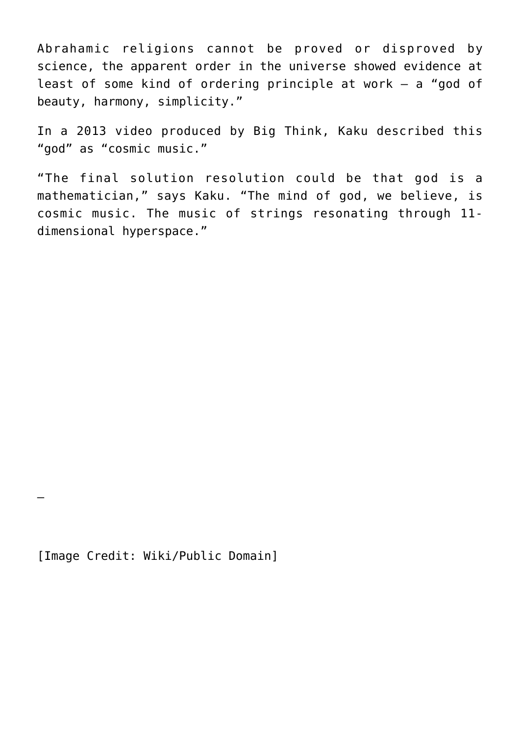Abrahamic religions cannot be proved or disproved by science, the apparent order in the universe showed evidence at least of some kind of ordering principle at work – a "god of beauty, harmony, simplicity."

In a 2013 video produced by Big Think, Kaku described this "god" as "cosmic music."

"The final solution resolution could be that god is a mathematician," says Kaku. "The mind of god, we believe, is cosmic music. The music of strings resonating through 11-dimensional hyperspace."

—

[Image Credit: Wiki/Public Domain]